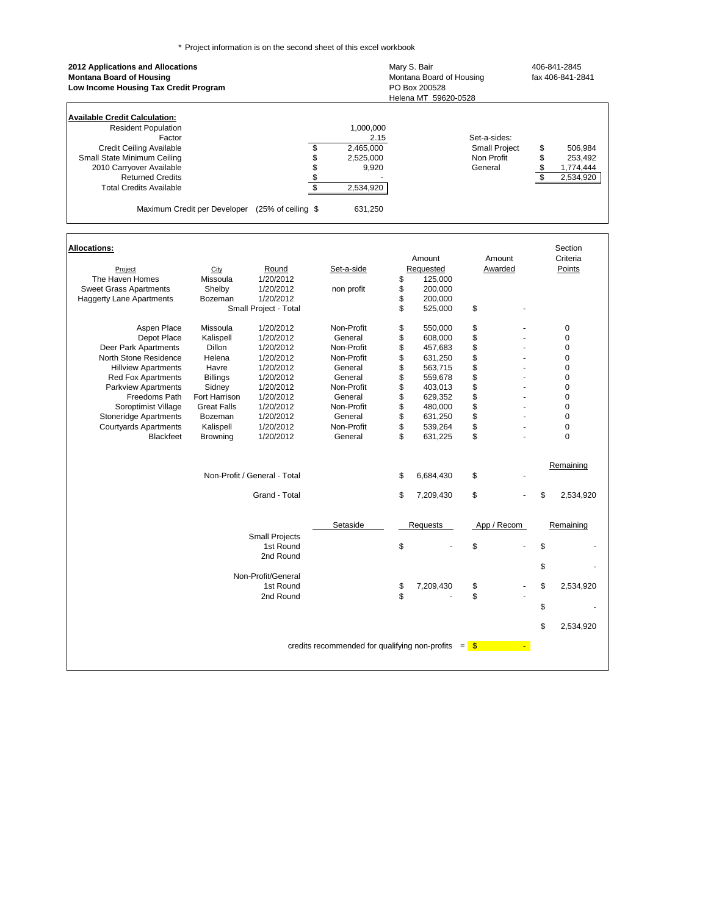\* Project information is on the second sheet of this excel workbook

**2012 Applications and Allocations**
**Montana Board of Housing**
**Low Income Housing Tax Credit Program**

Mary S. Bair
Montana Board of Housing
PO Box 200528
Helena MT 59620-0528

406-841-2845
fax 406-841-2841

**Available Credit Calculation:**

| | | | |
|---|---|---|---|
| Resident Population | 1,000,000 | Set-a-sides: | |
| Factor | 2.15 | | |
| Credit Ceiling Available | $ 2,465,000 | Small Project | $ 506,984 |
| Small State Minimum Ceiling | $ 2,525,000 | Non Profit | $ 253,492 |
| 2010 Carryover Available | $ 9,920 | General | $ 1,774,444 |
| Returned Credits | $ - | | $ 2,534,920 |
| Total Credits Available | $ 2,534,920 | | |

Maximum Credit per Developer (25% of ceiling $ 631,250

**Allocations:**

| Project | City | Round | Set-a-side | Amount Requested | Amount Awarded | Section Criteria Points |
|---|---|---|---|---|---|---|
| The Haven Homes | Missoula | 1/20/2012 | | $ 125,000 | | |
| Sweet Grass Apartments | Shelby | 1/20/2012 | non profit | $ 200,000 | | |
| Haggerty Lane Apartments | Bozeman | 1/20/2012 | | $ 200,000 | | |
| | | Small Project - Total | | $ 525,000 | $ - | |
| Aspen Place | Missoula | 1/20/2012 | Non-Profit | $ 550,000 | $ - | 0 |
| Depot Place | Kalispell | 1/20/2012 | General | $ 608,000 | $ - | 0 |
| Deer Park Apartments | Dillon | 1/20/2012 | Non-Profit | $ 457,683 | $ - | 0 |
| North Stone Residence | Helena | 1/20/2012 | Non-Profit | $ 631,250 | $ - | 0 |
| Hillview Apartments | Havre | 1/20/2012 | General | $ 563,715 | $ - | 0 |
| Red Fox Apartments | Billings | 1/20/2012 | General | $ 559,678 | $ - | 0 |
| Parkview Apartments | Sidney | 1/20/2012 | Non-Profit | $ 403,013 | $ - | 0 |
| Freedoms Path | Fort Harrison | 1/20/2012 | General | $ 629,352 | $ - | 0 |
| Soroptimist Village | Great Falls | 1/20/2012 | Non-Profit | $ 480,000 | $ - | 0 |
| Stoneridge Apartments | Bozeman | 1/20/2012 | General | $ 631,250 | $ - | 0 |
| Courtyards Apartments | Kalispell | 1/20/2012 | Non-Profit | $ 539,264 | $ - | 0 |
| Blackfeet | Browning | 1/20/2012 | General | $ 631,225 | $ - | 0 |
| | | | | | | Remaining |
| | | Non-Profit / General - Total | | $ 6,684,430 | $ - | |
| | | Grand - Total | | $ 7,209,430 | $ - | $ 2,534,920 |

| | Setaside | Requests | App / Recom | Remaining |
|---|---|---|---|---|
| Small Projects | | | | |
| 1st Round | | $ - | $ - | $ - |
| 2nd Round | | | | |
| | | | | $ - |
| Non-Profit/General | | | | |
| 1st Round | | $ 7,209,430 | $ - | $ 2,534,920 |
| 2nd Round | | $ - | $ - | |
| | | | | $ - |
| | | | | $ 2,534,920 |

credits recommended for qualifying non-profits = $ -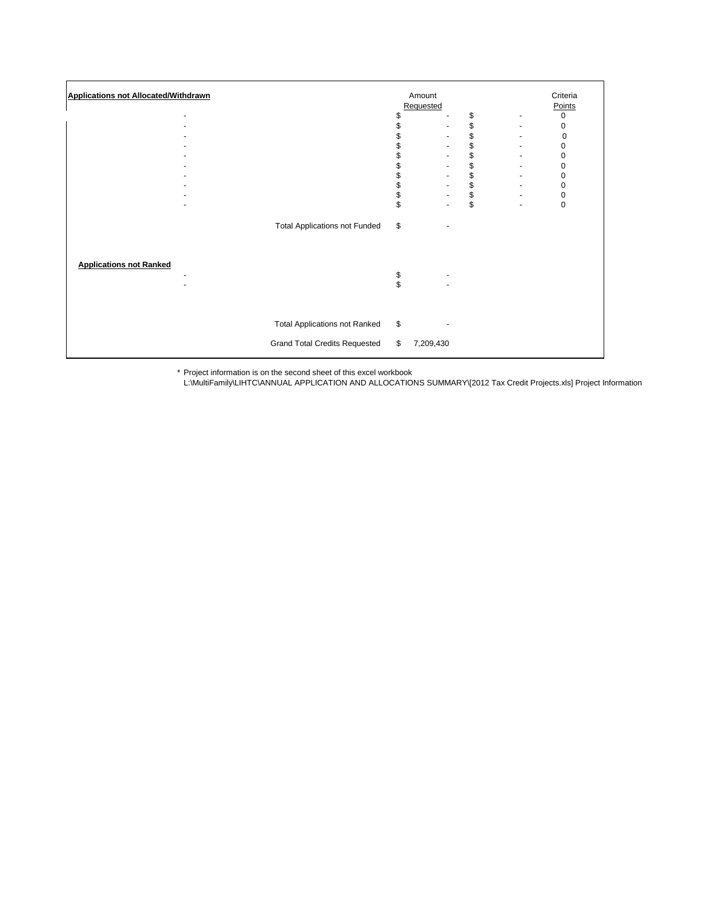| Applications not Allocated/Withdrawn | | Amount Requested | | Criteria Points |
|---|---|---|---|---|
| - | | $ - | $ - | 0 |
| - | | $ - | $ - | 0 |
| - | | $ - | $ - | 0 |
| - | | $ - | $ - | 0 |
| - | | $ - | $ - | 0 |
| - | | $ - | $ - | 0 |
| - | | $ - | $ - | 0 |
| - | | $ - | $ - | 0 |
| - | | $ - | $ - | 0 |
| - | | $ - | $ - | 0 |
| | Total Applications not Funded | $ - | | |
| | | | | |
| **Applications not Ranked** | | | | |
| - | | $ - | | |
| - | | $ - | | |
| | Total Applications not Ranked | $ - | | |
| | Grand Total Credits Requested | $ 7,209,430 | | |

\* Project information is on the second sheet of this excel workbook
L:\MultiFamily\LIHTC\ANNUAL APPLICATION AND ALLOCATIONS SUMMARY\[2012 Tax Credit Projects.xls] Project Information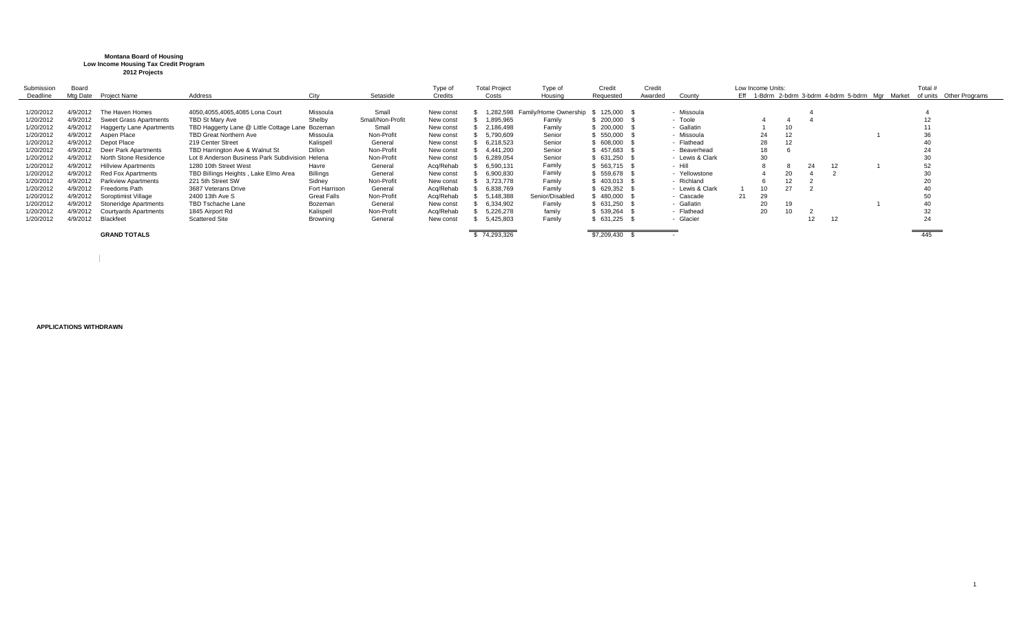**Montana Board of Housing**
**Low Income Housing Tax Credit Program**
**2012 Projects**

| Submission Deadline | Board Mtg Date | Project Name | Address | City | Setaside | Type of Credits | Total Project Costs | Type of Housing | Credit Requested | Credit Awarded | County | Low Income Units: Eff | 1-Bdrm | 2-bdrm | 3-bdrm | 4-bdrm | 5-bdrm | Mgr | Market | Total # of units | Other Programs |
|---|---|---|---|---|---|---|---|---|---|---|---|---|---|---|---|---|---|---|---|---|---|
| 1/20/2012 | 4/9/2012 | The Haven Homes | 4050,4055,4065,4085 Lona Court | Missoula | Small | New const | $ 1,282,598 | Family/Home Ownership | $ 125,000 | $ - | Missoula | | | | 4 | | | | | 4 | |
| 1/20/2012 | 4/9/2012 | Sweet Grass Apartments | TBD St Mary Ave | Shelby | Small/Non-Profit | New const | $ 1,895,965 | Family | $ 200,000 | $ - | Toole | | 4 | 4 | 4 | | | | | 12 | |
| 1/20/2012 | 4/9/2012 | Haggerty Lane Apartments | TBD Haggerty Lane @ Little Cottage Lane | Bozeman | Small | New const | $ 2,186,498 | Family | $ 200,000 | $ - | Gallatin | | 1 | 10 | | | | | | 11 | |
| 1/20/2012 | 4/9/2012 | Aspen Place | TBD Great Northern Ave | Missoula | Non-Profit | New const | $ 5,790,609 | Senior | $ 550,000 | $ - | Missoula | | 24 | 12 | | | | 1 | | 36 | |
| 1/20/2012 | 4/9/2012 | Depot Place | 219 Center Street | Kalispell | General | New const | $ 6,218,523 | Senior | $ 608,000 | $ - | Flathead | | 28 | 12 | | | | | | 40 | |
| 1/20/2012 | 4/9/2012 | Deer Park Apartments | TBD Harrington Ave & Walnut St | Dillon | Non-Profit | New const | $ 4,441,200 | Senior | $ 457,683 | $ - | Beaverhead | | 18 | 6 | | | | | | 24 | |
| 1/20/2012 | 4/9/2012 | North Stone Residence | Lot 8 Anderson Business Park Subdivision | Helena | Non-Profit | New const | $ 6,289,054 | Senior | $ 631,250 | $ - | Lewis & Clark | | 30 | | | | | | | 30 | |
| 1/20/2012 | 4/9/2012 | Hillview Apartments | 1280 10th Street West | Havre | General | Acq/Rehab | $ 6,590,131 | Family | $ 563,715 | $ - | Hill | | 8 | 8 | 24 | 12 | | 1 | | 52 | |
| 1/20/2012 | 4/9/2012 | Red Fox Apartments | TBD Billings Heights , Lake Elmo Area | Billings | General | New const | $ 6,900,830 | Family | $ 559,678 | $ - | Yellowstone | | 4 | 20 | 4 | 2 | | | | 30 | |
| 1/20/2012 | 4/9/2012 | Parkview Apartments | 221 5th Street SW | Sidney | Non-Profit | New const | $ 3,723,778 | Family | $ 403,013 | $ - | Richland | | 6 | 12 | 2 | | | | | 20 | |
| 1/20/2012 | 4/9/2012 | Freedoms Path | 3687 Veterans Drive | Fort Harrison | General | Acq/Rehab | $ 6,838,769 | Family | $ 629,352 | $ - | Lewis & Clark | 1 | 10 | 27 | 2 | | | | | 40 | |
| 1/20/2012 | 4/9/2012 | Soroptimist Village | 2400 13th Ave S | Great Falls | Non-Profit | Acq/Rehab | $ 5,148,388 | Senior/Disabled | $ 480,000 | $ - | Cascade | 21 | 29 | | | | | | | 50 | |
| 1/20/2012 | 4/9/2012 | Stoneridge Apartments | TBD Tschache Lane | Bozeman | General | New const | $ 6,334,902 | Family | $ 631,250 | $ - | Gallatin | | 20 | 19 | | | | 1 | | 40 | |
| 1/20/2012 | 4/9/2012 | Courtyards Apartments | 1845 Airport Rd | Kalispell | Non-Profit | Acq/Rehab | $ 5,226,278 | family | $ 539,264 | $ - | Flathead | | 20 | 10 | 2 | | | | | 32 | |
| 1/20/2012 | 4/9/2012 | Blackfeet | Scattered Site | Browning | General | New const | $ 5,425,803 | Family | $ 631,225 | $ - | Glacier | | | | 12 | 12 | | | | 24 | |
| | | **GRAND TOTALS** | | | | | $ 74,293,326 | | $7,209,430 | $ - | | | | | | | | | | 445 | |

**APPLICATIONS WITHDRAWN**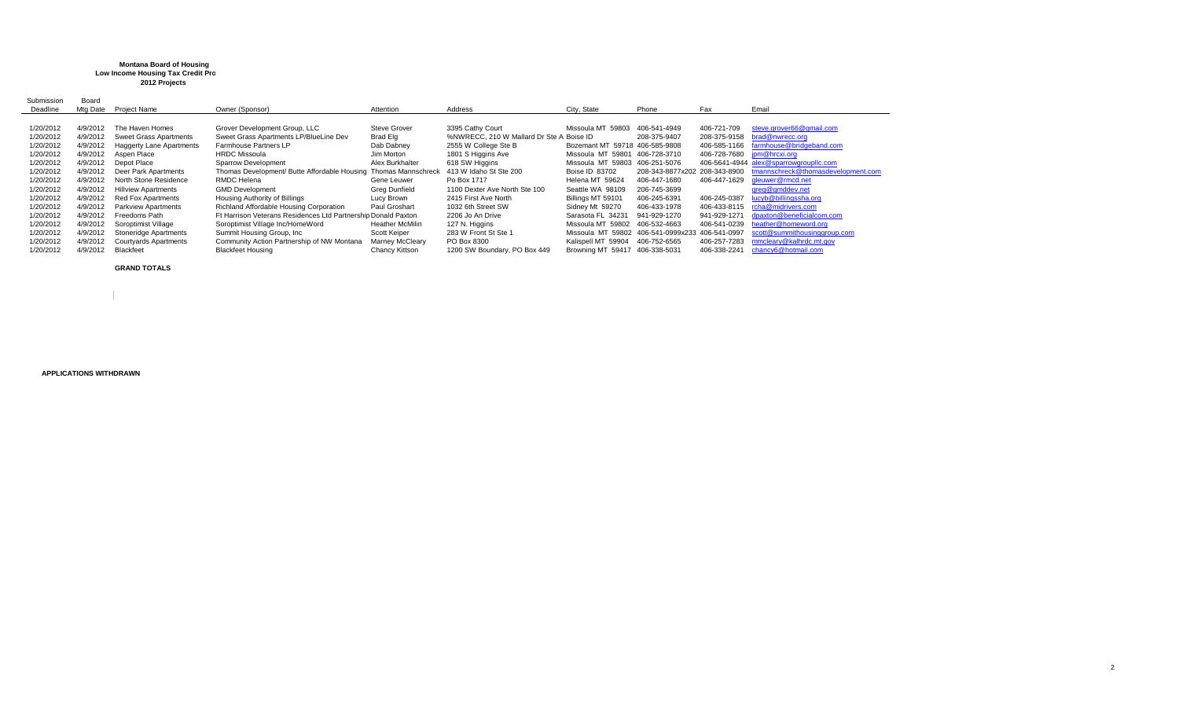**Montana Board of Housing**
**Low Income Housing Tax Credit Pro**
**2012 Projects**

| Submission Deadline | Board Mtg Date | Project Name | Owner (Sponsor) | Attention | Address | City, State | Phone | Fax | Email |
|---|---|---|---|---|---|---|---|---|---|
| 1/20/2012 | 4/9/2012 | The Haven Homes | Grover Development Group, LLC | Steve Grover | 3395 Cathy Court | Missoula MT 59803 | 406-541-4949 | 406-721-709 | steve.grover66@gmail.com |
| 1/20/2012 | 4/9/2012 | Sweet Grass Apartments | Sweet Grass Apartments LP/BlueLine Dev | Brad Elg | %NWRECC, 210 W Mallard Dr Ste A | Boise ID | 208-375-9407 | 208-375-9158 | brad@nwrecc.org |
| 1/20/2012 | 4/9/2012 | Haggerty Lane Apartments | Farmhouse Partners LP | Dab Dabney | 2555 W College Ste B | Bozemant MT 59718 | 406-585-9808 | 406-585-1166 | farmhouse@bridgeband.com |
| 1/20/2012 | 4/9/2012 | Aspen Place | HRDC Missoula | Jim Morton | 1801 S Higgins Ave | Missoula MT 59801 | 406-728-3710 | 406-728-7680 | jpm@hrcxi.org |
| 1/20/2012 | 4/9/2012 | Depot Place | Sparrow Development | Alex Burkhalter | 618 SW Higgins | Missoula MT 59803 | 406-251-5076 | 406-5641-4944 | alex@sparrowgroupllc.com |
| 1/20/2012 | 4/9/2012 | Deer Park Apartments | Thomas Development/ Butte Affordable Housing | Thomas Mannschreck | 413 W Idaho St Ste 200 | Boise ID 83702 | 208-343-8877x202 | 208-343-8900 | tmannschreck@thomasdevelopment.com |
| 1/20/2012 | 4/9/2012 | North Stone Residence | RMDC Helena | Gene Leuwer | Po Box 1717 | Helena MT 59624 | 406-447-1680 | 406-447-1629 | gleuwer@rmcd.net |
| 1/20/2012 | 4/9/2012 | Hillview Apartments | GMD Development | Greg Dunfield | 1100 Dexter Ave North Ste 100 | Seattle WA 98109 | 206-745-3699 | | greg@gmddev.net |
| 1/20/2012 | 4/9/2012 | Red Fox Apartments | Housing Authority of Billings | Lucy Brown | 2415 First Ave North | Billings MT 59101 | 406-245-6391 | 406-245-0387 | lucyb@billingssha.org |
| 1/20/2012 | 4/9/2012 | Parkview Apartments | Richland Affordable Housing Corporation | Paul Groshart | 1032 6th Street SW | Sidney Mt 59270 | 406-433-1978 | 406-433-8115 | rcha@midrivers.com |
| 1/20/2012 | 4/9/2012 | Freedoms Path | Ft Harrison Veterans Residences Ltd Partnership | Donald Paxton | 2206 Jo An Drive | Sarasota FL 34231 | 941-929-1270 | 941-929-1271 | dpaxton@beneficialcom.com |
| 1/20/2012 | 4/9/2012 | Soroptimist Village | Soroptimist Village Inc/HomeWord | Heather McMilin | 127 N. Higgins | Missoula MT 59802 | 406-532-4663 | 406-541-0239 | heather@homeword.org |
| 1/20/2012 | 4/9/2012 | Stoneridge Apartments | Summit Housing Group, Inc | Scott Keiper | 283 W Front St Ste 1 | Missoula MT 59802 | 406-541-0999x233 | 406-541-0997 | scott@summithousinggroup.com |
| 1/20/2012 | 4/9/2012 | Courtyards Apartments | Community Action Partnership of NW Montana | Marney McCleary | PO Box 8300 | Kalispell MT 59904 | 406-752-6565 | 406-257-7283 | mmcleary@kalhrdc.mt.gov |
| 1/20/2012 | 4/9/2012 | Blackfeet | Blackfeet Housing | Chancy Kittson | 1200 SW Boundary, PO Box 449 | Browning MT 59417 | 406-338-5031 | 406-338-2241 | chancy6@hotmail.com |

**GRAND TOTALS**

**APPLICATIONS WITHDRAWN**